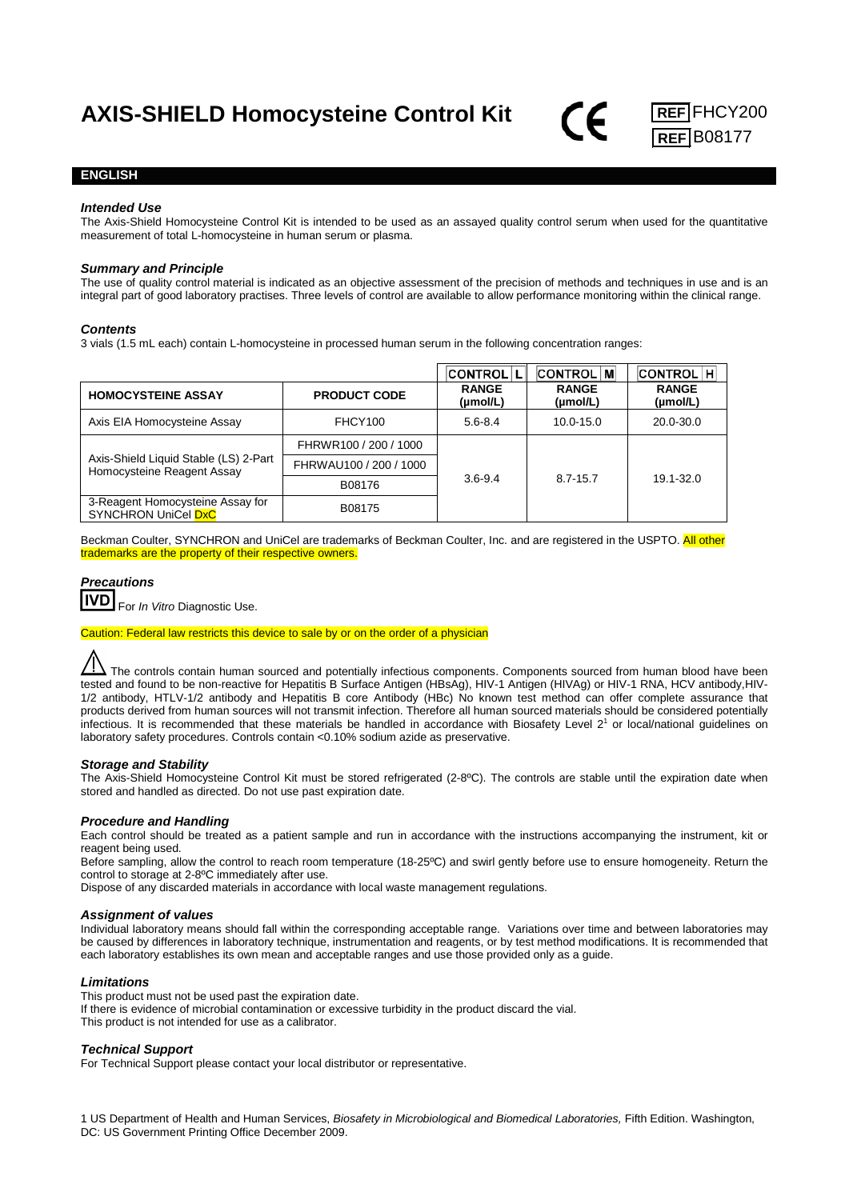# AXIS-SHIELD Homocysteine Control Kit

CE

REF FHCY200

REF B08177

## ENGLISH

### *Intended Use*

The Axis-Shield Homocysteine Control Kit is intended to be used as an assayed quality control serum when used for the quantitative measurement of total L-homocysteine in human serum or plasma.

### *Summary and Principle*

The use of quality control material is indicated as an objective assessment of the precision of methods and techniques in use and is an integral part of good laboratory practises. Three levels of control are available to allow performance monitoring within the clinical range.

### *Contents*

3 vials (1.5 mL each) contain L-homocysteine in processed human serum in the following concentration ranges:

| | | CONTROL L | CONTROL M | CONTROL H |
|---|---|---|---|---|
| **HOMOCYSTEINE ASSAY** | **PRODUCT CODE** | **RANGE (µmol/L)** | **RANGE (µmol/L)** | **RANGE (µmol/L)** |
| Axis EIA Homocysteine Assay | FHCY100 | 5.6-8.4 | 10.0-15.0 | 20.0-30.0 |
| Axis-Shield Liquid Stable (LS) 2-Part Homocysteine Reagent Assay | FHRWR100 / 200 / 1000 | 3.6-9.4 | 8.7-15.7 | 19.1-32.0 |
| | FHRWAU100 / 200 / 1000 | | | |
| | B08176 | | | |
| 3-Reagent Homocysteine Assay for SYNCHRON UniCel DxC | B08175 | | | |

Beckman Coulter, SYNCHRON and UniCel are trademarks of Beckman Coulter, Inc. and are registered in the USPTO. All other trademarks are the property of their respective owners.

### *Precautions*

IVD For *In Vitro* Diagnostic Use.

Caution: Federal law restricts this device to sale by or on the order of a physician

⚠ The controls contain human sourced and potentially infectious components. Components sourced from human blood have been tested and found to be non-reactive for Hepatitis B Surface Antigen (HBsAg), HIV-1 Antigen (HIVAg) or HIV-1 RNA, HCV antibody,HIV-1/2 antibody, HTLV-1/2 antibody and Hepatitis B core Antibody (HBc) No known test method can offer complete assurance that products derived from human sources will not transmit infection. Therefore all human sourced materials should be considered potentially infectious. It is recommended that these materials be handled in accordance with Biosafety Level 2[1] or local/national guidelines on laboratory safety procedures. Controls contain <0.10% sodium azide as preservative.

### *Storage and Stability*

The Axis-Shield Homocysteine Control Kit must be stored refrigerated (2-8ºC). The controls are stable until the expiration date when stored and handled as directed. Do not use past expiration date.

### *Procedure and Handling*

Each control should be treated as a patient sample and run in accordance with the instructions accompanying the instrument, kit or reagent being used.

Before sampling, allow the control to reach room temperature (18-25ºC) and swirl gently before use to ensure homogeneity. Return the control to storage at 2-8ºC immediately after use.

Dispose of any discarded materials in accordance with local waste management regulations.

### *Assignment of values*

Individual laboratory means should fall within the corresponding acceptable range. Variations over time and between laboratories may be caused by differences in laboratory technique, instrumentation and reagents, or by test method modifications. It is recommended that each laboratory establishes its own mean and acceptable ranges and use those provided only as a guide.

### *Limitations*

This product must not be used past the expiration date.

If there is evidence of microbial contamination or excessive turbidity in the product discard the vial.

This product is not intended for use as a calibrator.

### *Technical Support*

For Technical Support please contact your local distributor or representative.

1 US Department of Health and Human Services, *Biosafety in Microbiological and Biomedical Laboratories,* Fifth Edition. Washington, DC: US Government Printing Office December 2009.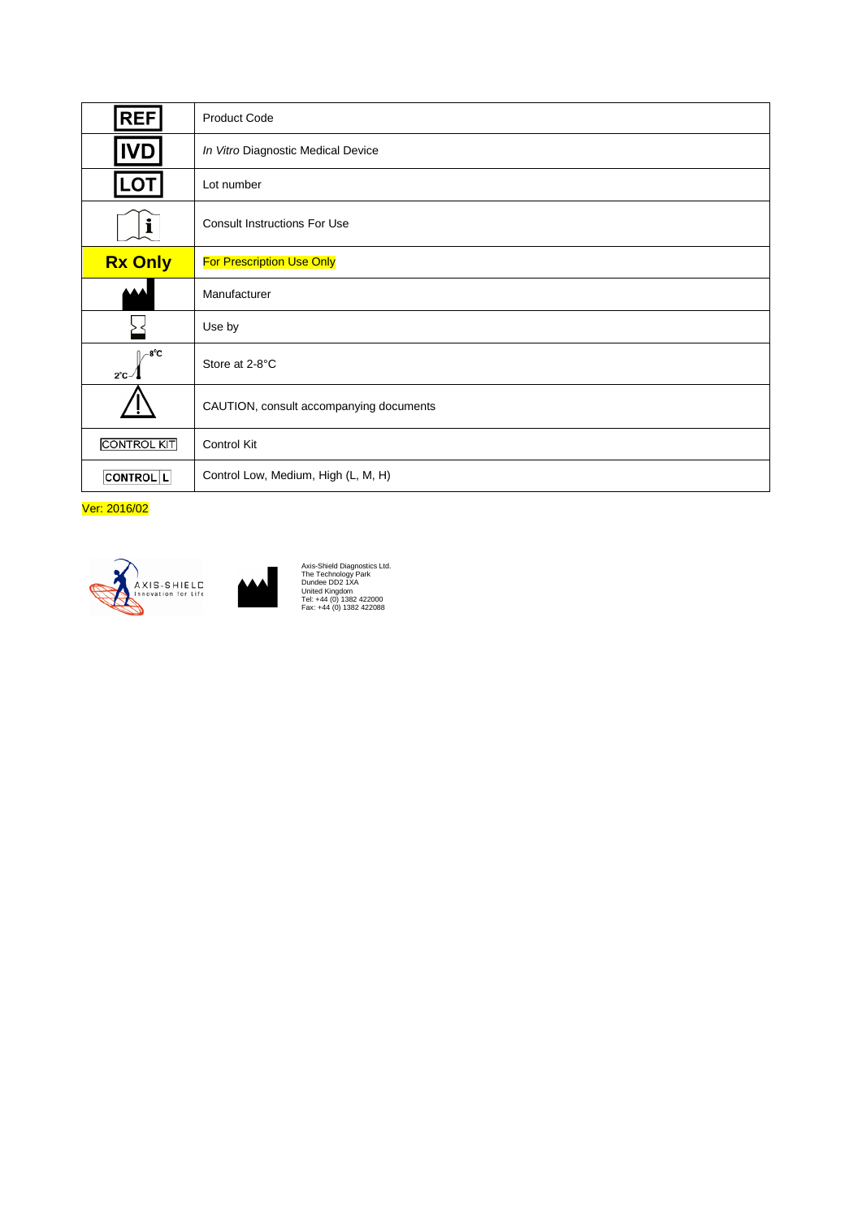| | |
|---|---|
| REF | Product Code |
| IVD | *In Vitro* Diagnostic Medical Device |
| LOT | Lot number |
| | Consult Instructions For Use |
| **Rx Only** | For Prescription Use Only |
| | Manufacturer |
| | Use by |
| 2°C 8°C | Store at 2-8°C |
| | CAUTION, consult accompanying documents |
| CONTROL KIT | Control Kit |
| CONTROL L | Control Low, Medium, High (L, M, H) |

Ver: 2016/02

AXIS-SHIELD
Innovation for Life

Axis-Shield Diagnostics Ltd.
The Technology Park
Dundee DD2 1XA
United Kingdom
Tel: +44 (0) 1382 422000
Fax: +44 (0) 1382 422088